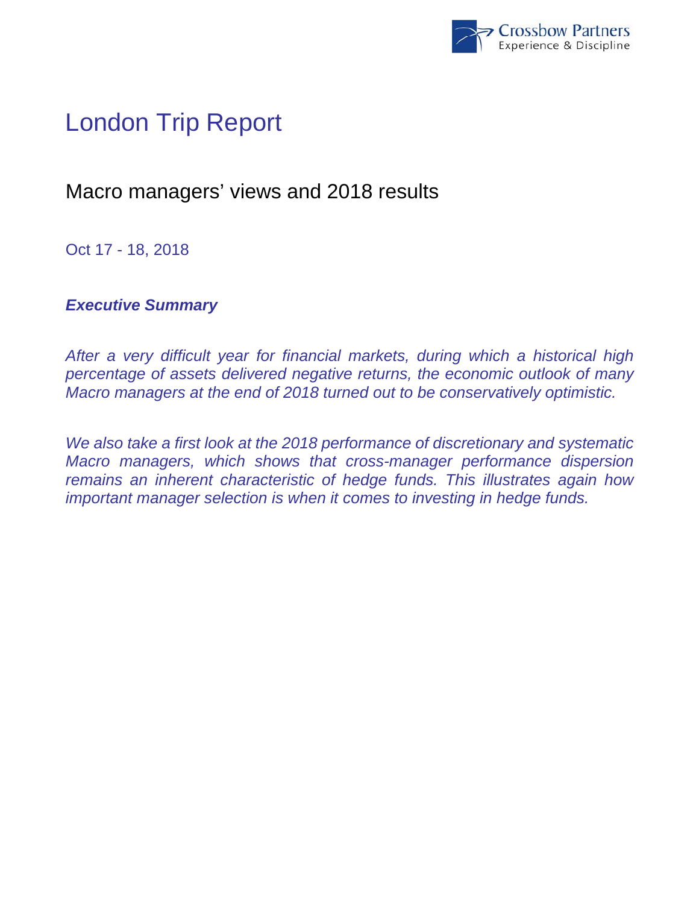# London Trip Report

## Macro managers' views and 2018 results

Oct 17 - 18, 2018

***Executive Summary***

*After a very difficult year for financial markets, during which a historical high percentage of assets delivered negative returns, the economic outlook of many Macro managers at the end of 2018 turned out to be conservatively optimistic.*

*We also take a first look at the 2018 performance of discretionary and systematic Macro managers, which shows that cross-manager performance dispersion remains an inherent characteristic of hedge funds. This illustrates again how important manager selection is when it comes to investing in hedge funds.*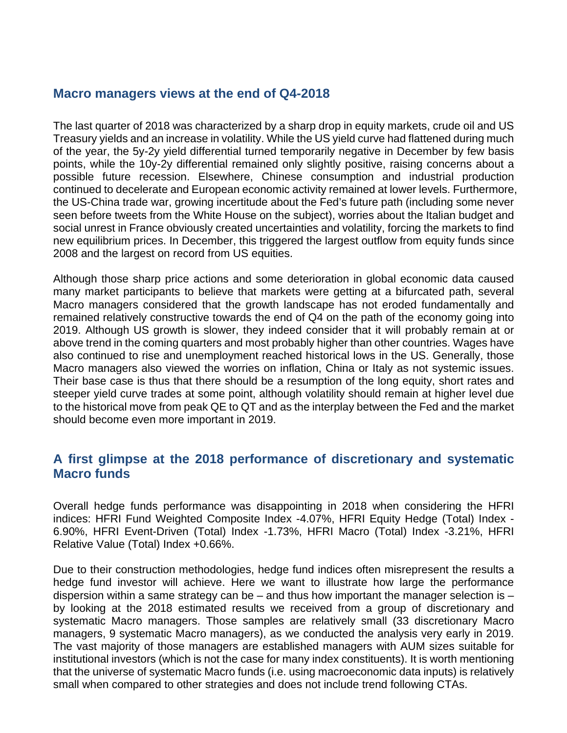## Macro managers views at the end of Q4-2018

The last quarter of 2018 was characterized by a sharp drop in equity markets, crude oil and US Treasury yields and an increase in volatility. While the US yield curve had flattened during much of the year, the 5y-2y yield differential turned temporarily negative in December by few basis points, while the 10y-2y differential remained only slightly positive, raising concerns about a possible future recession. Elsewhere, Chinese consumption and industrial production continued to decelerate and European economic activity remained at lower levels. Furthermore, the US-China trade war, growing incertitude about the Fed's future path (including some never seen before tweets from the White House on the subject), worries about the Italian budget and social unrest in France obviously created uncertainties and volatility, forcing the markets to find new equilibrium prices. In December, this triggered the largest outflow from equity funds since 2008 and the largest on record from US equities.

Although those sharp price actions and some deterioration in global economic data caused many market participants to believe that markets were getting at a bifurcated path, several Macro managers considered that the growth landscape has not eroded fundamentally and remained relatively constructive towards the end of Q4 on the path of the economy going into 2019. Although US growth is slower, they indeed consider that it will probably remain at or above trend in the coming quarters and most probably higher than other countries. Wages have also continued to rise and unemployment reached historical lows in the US. Generally, those Macro managers also viewed the worries on inflation, China or Italy as not systemic issues. Their base case is thus that there should be a resumption of the long equity, short rates and steeper yield curve trades at some point, although volatility should remain at higher level due to the historical move from peak QE to QT and as the interplay between the Fed and the market should become even more important in 2019.

## A first glimpse at the 2018 performance of discretionary and systematic Macro funds

Overall hedge funds performance was disappointing in 2018 when considering the HFRI indices: HFRI Fund Weighted Composite Index -4.07%, HFRI Equity Hedge (Total) Index -6.90%, HFRI Event-Driven (Total) Index -1.73%, HFRI Macro (Total) Index -3.21%, HFRI Relative Value (Total) Index +0.66%.

Due to their construction methodologies, hedge fund indices often misrepresent the results a hedge fund investor will achieve. Here we want to illustrate how large the performance dispersion within a same strategy can be – and thus how important the manager selection is – by looking at the 2018 estimated results we received from a group of discretionary and systematic Macro managers. Those samples are relatively small (33 discretionary Macro managers, 9 systematic Macro managers), as we conducted the analysis very early in 2019. The vast majority of those managers are established managers with AUM sizes suitable for institutional investors (which is not the case for many index constituents). It is worth mentioning that the universe of systematic Macro funds (i.e. using macroeconomic data inputs) is relatively small when compared to other strategies and does not include trend following CTAs.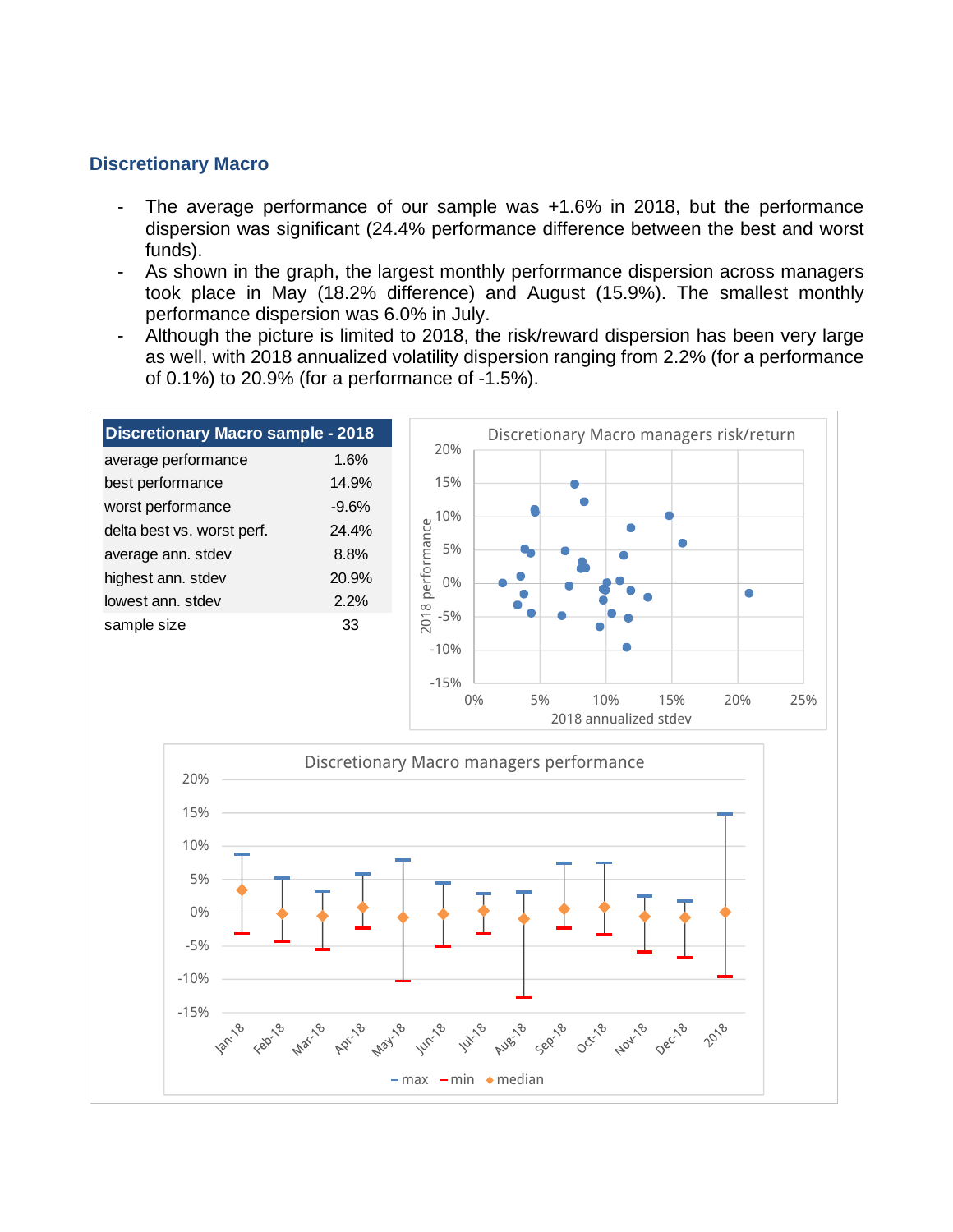## Discretionary Macro

- The average performance of our sample was +1.6% in 2018, but the performance dispersion was significant (24.4% performance difference between the best and worst funds).
- As shown in the graph, the largest monthly perforrmance dispersion across managers took place in May (18.2% difference) and August (15.9%). The smallest monthly performance dispersion was 6.0% in July.
- Although the picture is limited to 2018, the risk/reward dispersion has been very large as well, with 2018 annualized volatility dispersion ranging from 2.2% (for a performance of 0.1%) to 20.9% (for a performance of -1.5%).

| Discretionary Macro sample - 2018 | |
|---|---|
| average performance | 1.6% |
| best performance | 14.9% |
| worst performance | -9.6% |
| delta best vs. worst perf. | 24.4% |
| average ann. stdev | 8.8% |
| highest ann. stdev | 20.9% |
| lowest ann. stdev | 2.2% |
| sample size | 33 |

Discretionary Macro managers risk/return

Discretionary Macro managers performance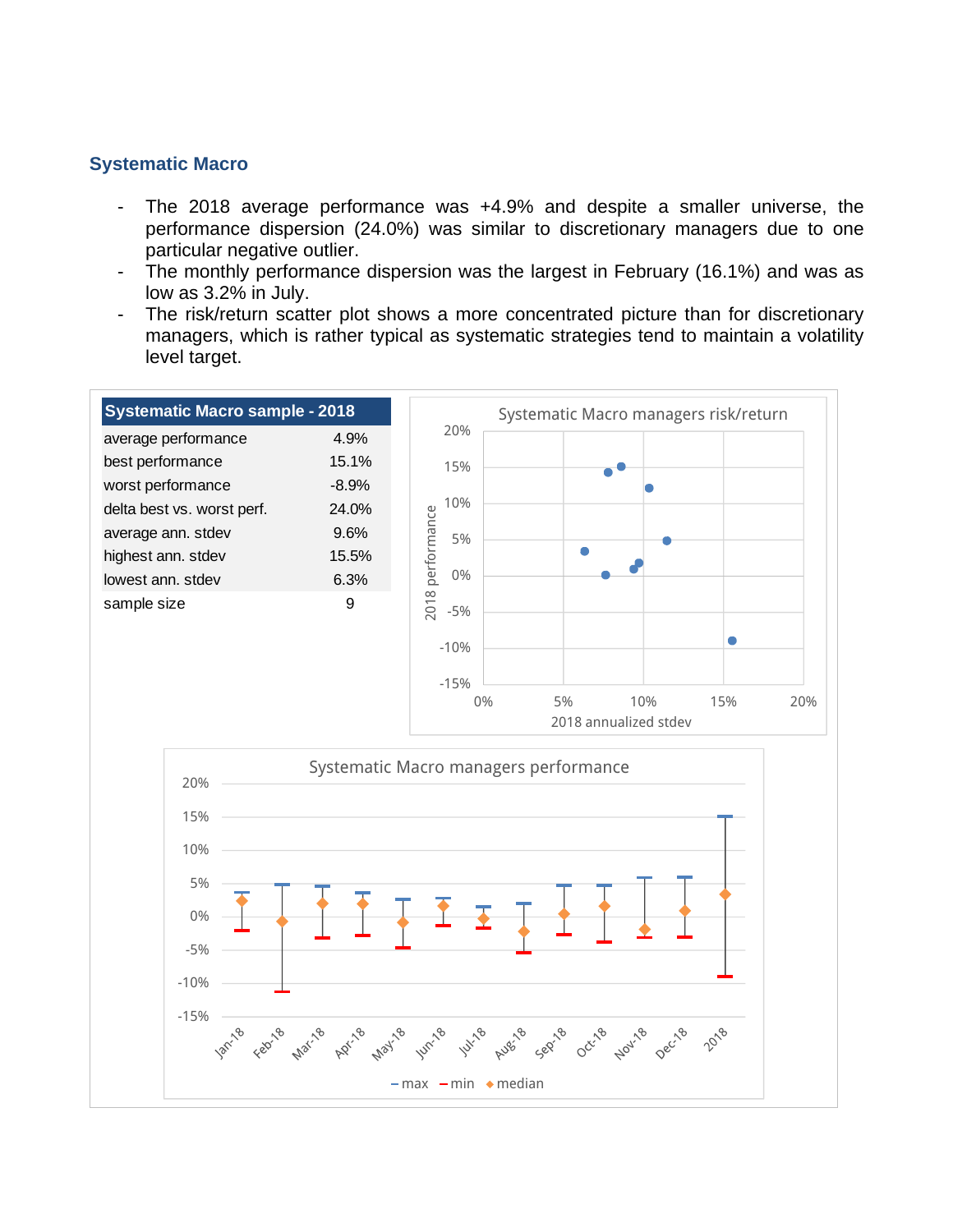## Systematic Macro

- The 2018 average performance was +4.9% and despite a smaller universe, the performance dispersion (24.0%) was similar to discretionary managers due to one particular negative outlier.
- The monthly performance dispersion was the largest in February (16.1%) and was as low as 3.2% in July.
- The risk/return scatter plot shows a more concentrated picture than for discretionary managers, which is rather typical as systematic strategies tend to maintain a volatility level target.

| Systematic Macro sample - 2018 | |
|---|---|
| average performance | 4.9% |
| best performance | 15.1% |
| worst performance | -8.9% |
| delta best vs. worst perf. | 24.0% |
| average ann. stdev | 9.6% |
| highest ann. stdev | 15.5% |
| lowest ann. stdev | 6.3% |
| sample size | 9 |

Systematic Macro managers risk/return

20%
15%
10%
5%
0%
-5%
-10%
-15%
2018 performance

0% 5% 10% 15% 20%
2018 annualized stdev

Systematic Macro managers performance

20%
15%
10%
5%
0%
-5%
-10%
-15%

Jan-18 Feb-18 Mar-18 Apr-18 May-18 Jun-18 Jul-18 Aug-18 Sep-18 Oct-18 Nov-18 Dec-18 2018

max min median